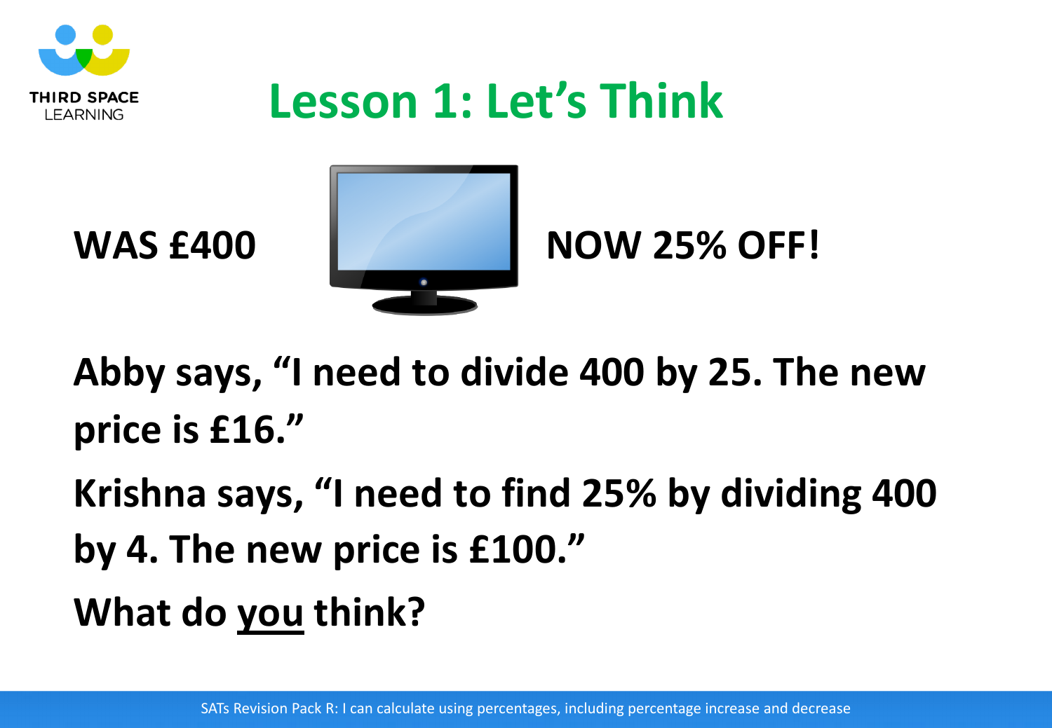# Lesson 1: Let's Think

**WAS £400** **NOW 25% OFF!**

**Abby says, "I need to divide 400 by 25. The new price is £16."**

**Krishna says, "I need to find 25% by dividing 400 by 4. The new price is £100."**

**What do <u>you</u> think?**

SATs Revision Pack R: I can calculate using percentages, including percentage increase and decrease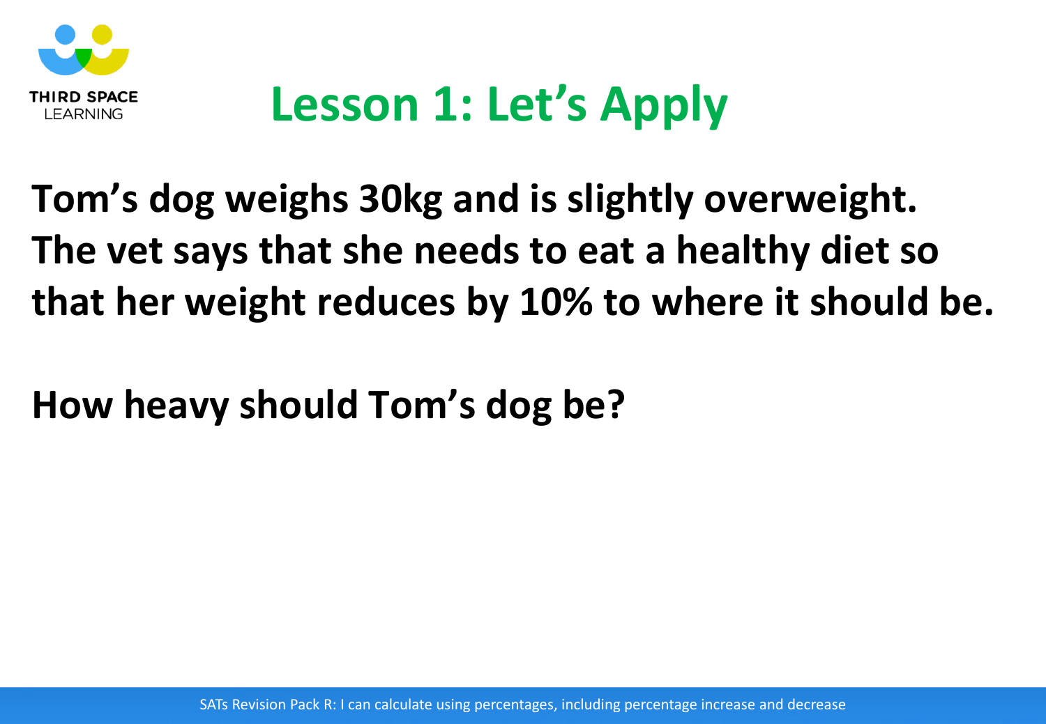# Lesson 1: Let's Apply

**Tom's dog weighs 30kg and is slightly overweight. The vet says that she needs to eat a healthy diet so that her weight reduces by 10% to where it should be.**

**How heavy should Tom's dog be?**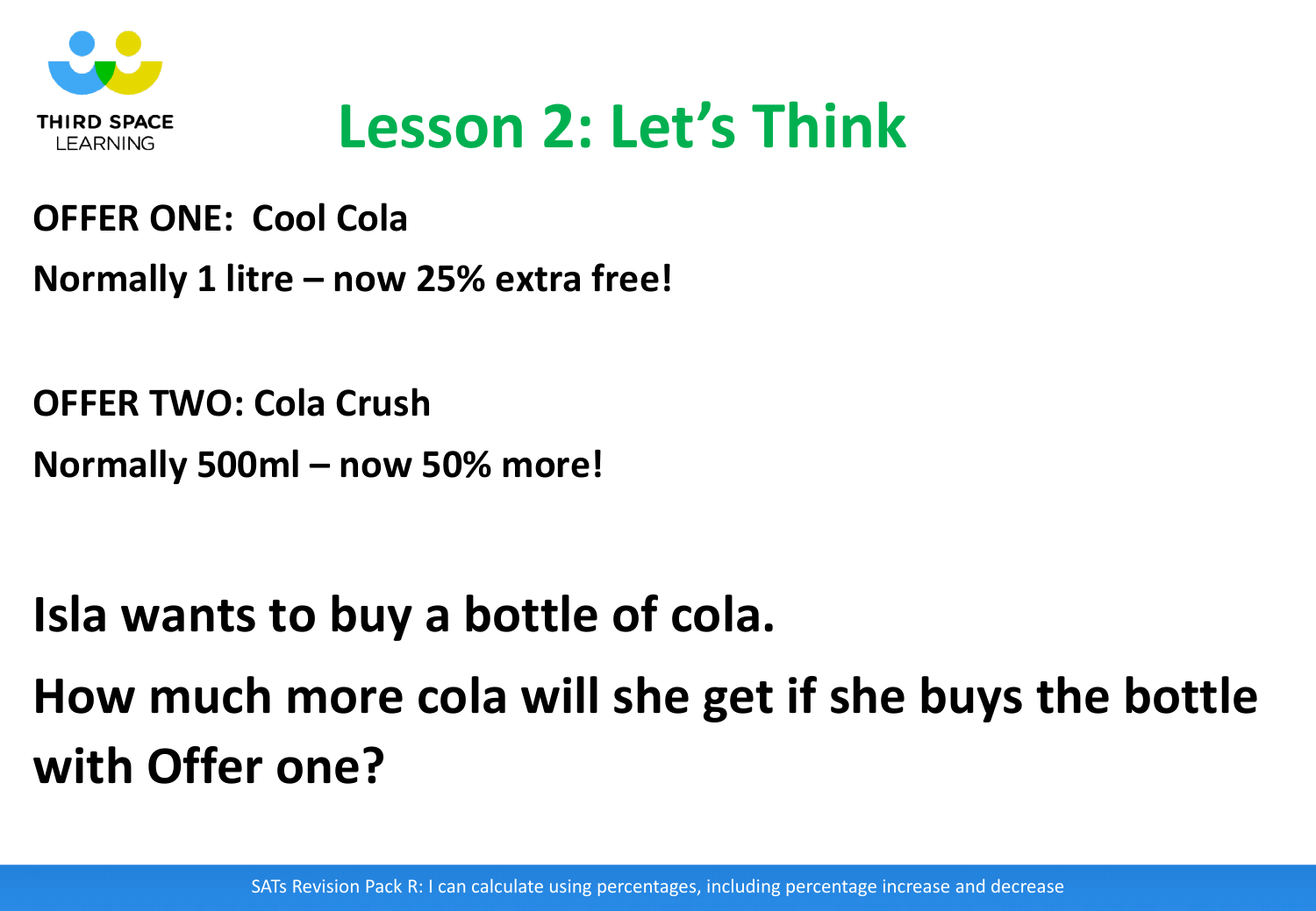# Lesson 2: Let's Think

**OFFER ONE: Cool Cola**

**Normally 1 litre – now 25% extra free!**

**OFFER TWO: Cola Crush**

**Normally 500ml – now 50% more!**

**Isla wants to buy a bottle of cola.**

**How much more cola will she get if she buys the bottle with Offer one?**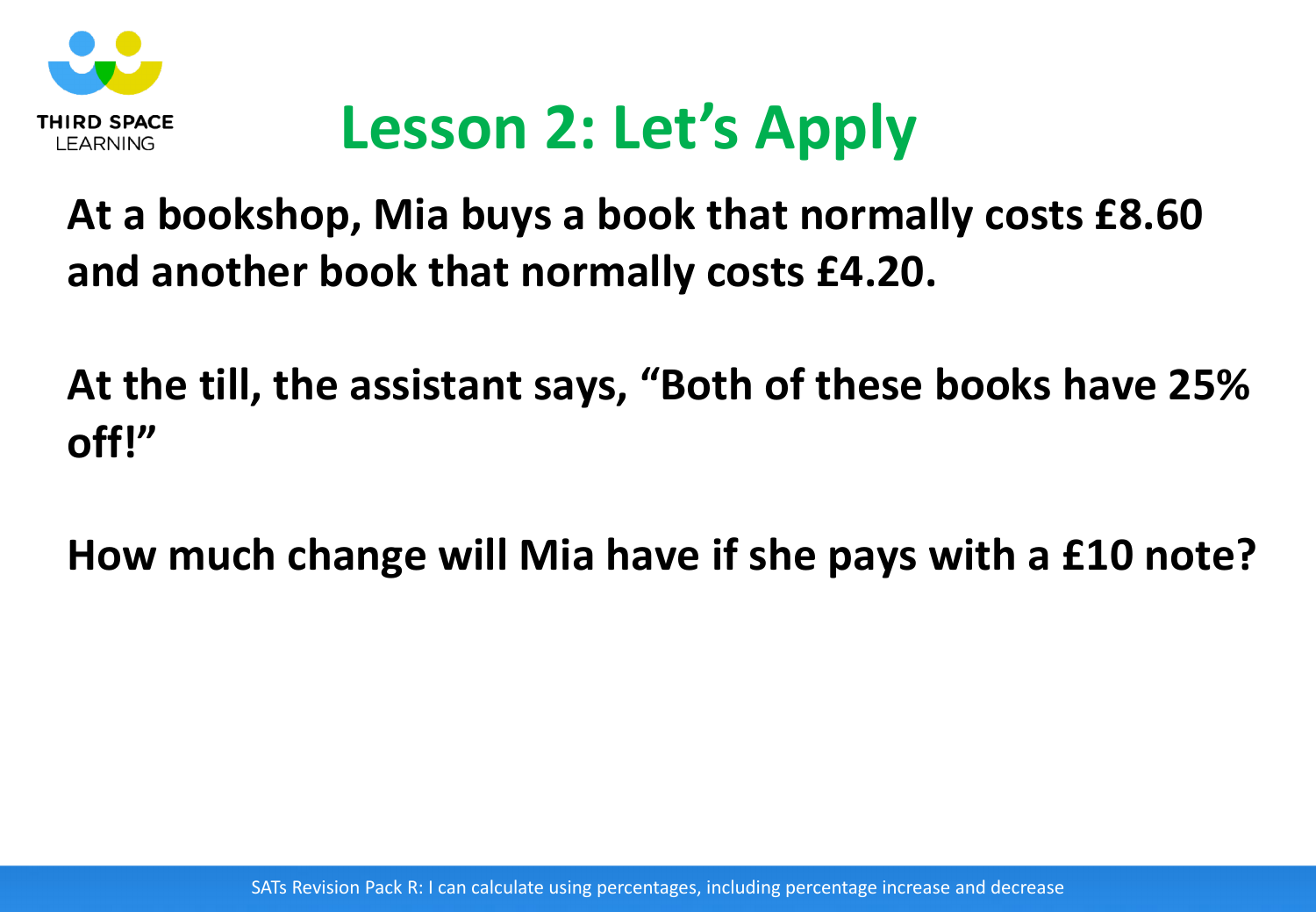# Lesson 2: Let's Apply

**At a bookshop, Mia buys a book that normally costs £8.60 and another book that normally costs £4.20.**

**At the till, the assistant says, "Both of these books have 25% off!"**

**How much change will Mia have if she pays with a £10 note?**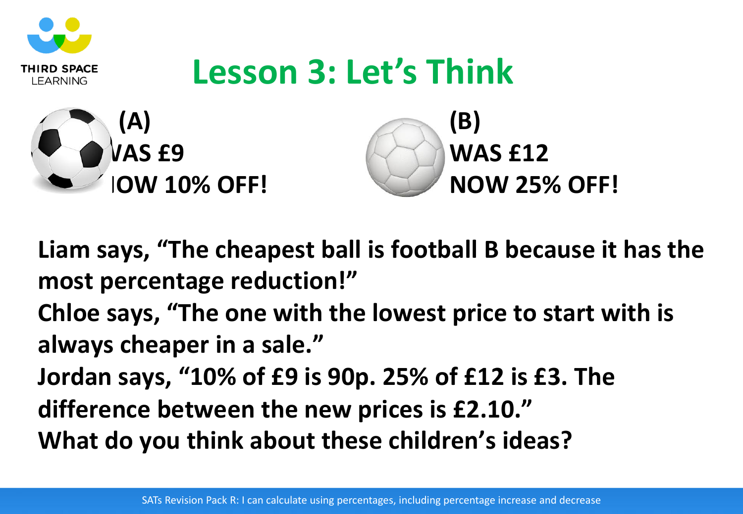# Lesson 3: Let's Think

**(A)**
**WAS £9**
**NOW 10% OFF!**

**(B)**
**WAS £12**
**NOW 25% OFF!**

**Liam says, "The cheapest ball is football B because it has the most percentage reduction!"**

**Chloe says, "The one with the lowest price to start with is always cheaper in a sale."**

**Jordan says, "10% of £9 is 90p. 25% of £12 is £3. The difference between the new prices is £2.10."**

**What do you think about these children's ideas?**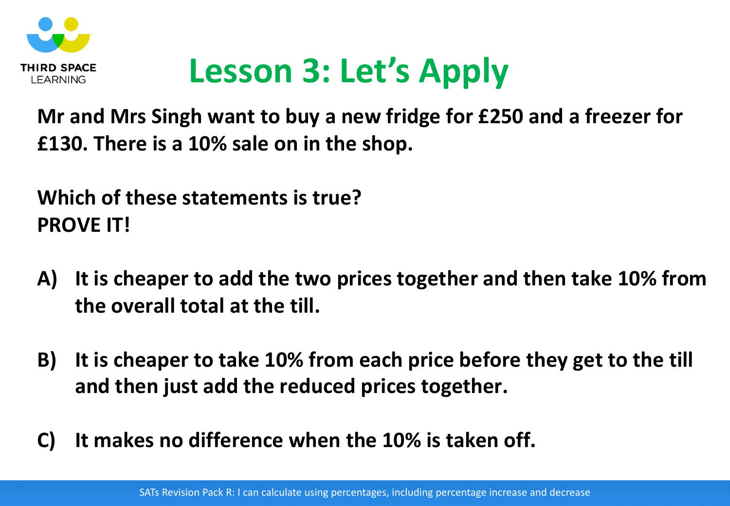# Lesson 3: Let's Apply

**Mr and Mrs Singh want to buy a new fridge for £250 and a freezer for £130. There is a 10% sale on in the shop.**

**Which of these statements is true?**
**PROVE IT!**

**A) It is cheaper to add the two prices together and then take 10% from the overall total at the till.**

**B) It is cheaper to take 10% from each price before they get to the till and then just add the reduced prices together.**

**C) It makes no difference when the 10% is taken off.**